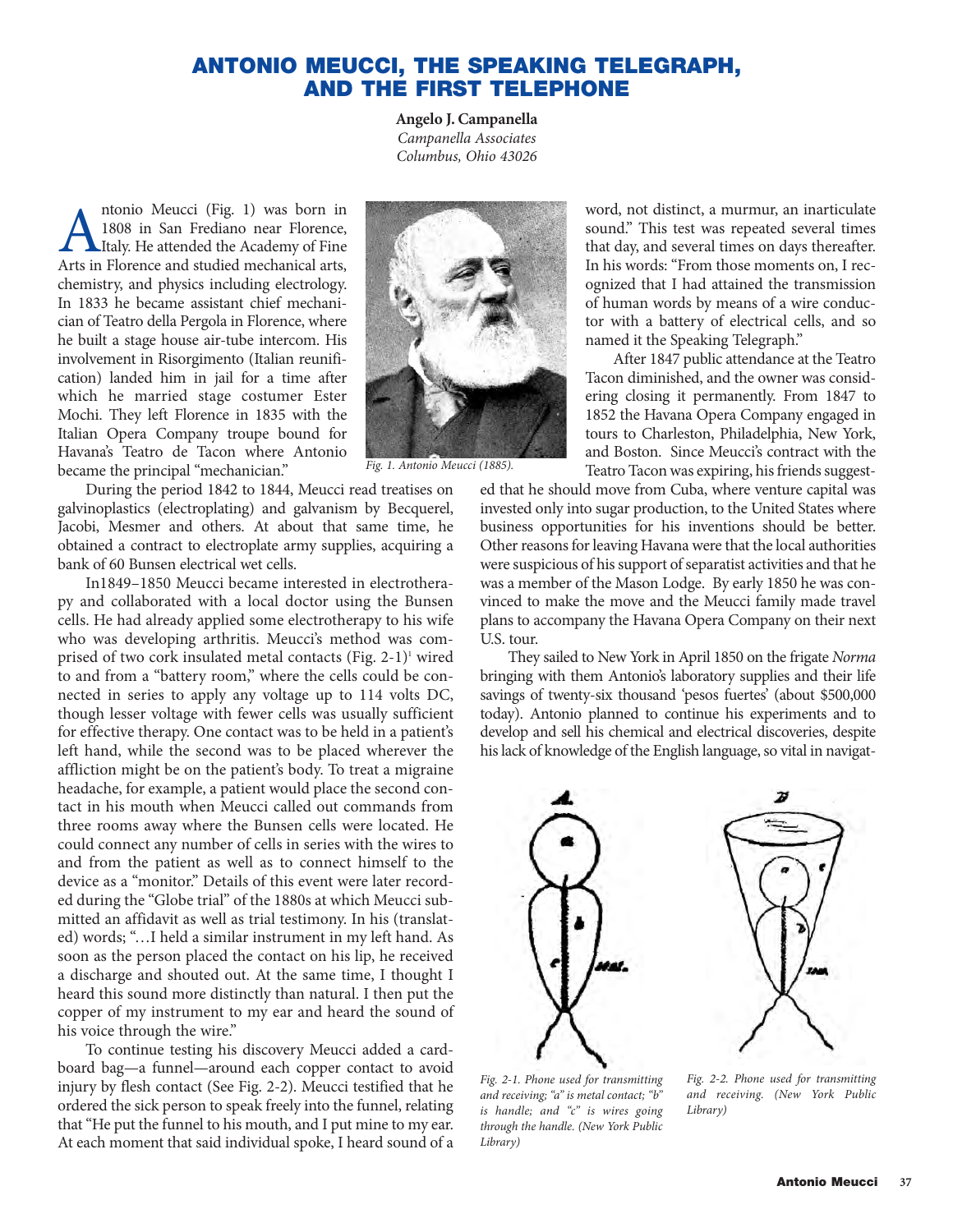# ANTONIO MEUCCI, THE SPEAKING TELEGRAPH, AND THE FIRST TELEPHONE

**Angelo J. Campanella**
*Campanella Associates*
*Columbus, Ohio 43026*

Antonio Meucci (Fig. 1) was born in 1808 in San Frediano near Florence, Italy. He attended the Academy of Fine Arts in Florence and studied mechanical arts, chemistry, and physics including electrology. In 1833 he became assistant chief mechanician of Teatro della Pergola in Florence, where he built a stage house air-tube intercom. His involvement in Risorgimento (Italian reunification) landed him in jail for a time after which he married stage costumer Ester Mochi. They left Florence in 1835 with the Italian Opera Company troupe bound for Havana's Teatro de Tacon where Antonio became the principal "mechanician."

*Fig. 1. Antonio Meucci (1885).*

During the period 1842 to 1844, Meucci read treatises on galvinoplastics (electroplating) and galvanism by Becquerel, Jacobi, Mesmer and others. At about that same time, he obtained a contract to electroplate army supplies, acquiring a bank of 60 Bunsen electrical wet cells.

In1849–1850 Meucci became interested in electrotherapy and collaborated with a local doctor using the Bunsen cells. He had already applied some electrotherapy to his wife who was developing arthritis. Meucci's method was comprised of two cork insulated metal contacts (Fig. 2-1)[1] wired to and from a "battery room," where the cells could be connected in series to apply any voltage up to 114 volts DC, though lesser voltage with fewer cells was usually sufficient for effective therapy. One contact was to be held in a patient's left hand, while the second was to be placed wherever the affliction might be on the patient's body. To treat a migraine headache, for example, a patient would place the second contact in his mouth when Meucci called out commands from three rooms away where the Bunsen cells were located. He could connect any number of cells in series with the wires to and from the patient as well as to connect himself to the device as a "monitor." Details of this event were later recorded during the "Globe trial" of the 1880s at which Meucci submitted an affidavit as well as trial testimony. In his (translated) words; "…I held a similar instrument in my left hand. As soon as the person placed the contact on his lip, he received a discharge and shouted out. At the same time, I thought I heard this sound more distinctly than natural. I then put the copper of my instrument to my ear and heard the sound of his voice through the wire."

To continue testing his discovery Meucci added a cardboard bag—a funnel—around each copper contact to avoid injury by flesh contact (See Fig. 2-2). Meucci testified that he ordered the sick person to speak freely into the funnel, relating that "He put the funnel to his mouth, and I put mine to my ear. At each moment that said individual spoke, I heard sound of a word, not distinct, a murmur, an inarticulate sound." This test was repeated several times that day, and several times on days thereafter. In his words: "From those moments on, I recognized that I had attained the transmission of human words by means of a wire conductor with a battery of electrical cells, and so named it the Speaking Telegraph."

After 1847 public attendance at the Teatro Tacon diminished, and the owner was considering closing it permanently. From 1847 to 1852 the Havana Opera Company engaged in tours to Charleston, Philadelphia, New York, and Boston. Since Meucci's contract with the Teatro Tacon was expiring, his friends suggested that he should move from Cuba, where venture capital was invested only into sugar production, to the United States where business opportunities for his inventions should be better. Other reasons for leaving Havana were that the local authorities were suspicious of his support of separatist activities and that he was a member of the Mason Lodge. By early 1850 he was convinced to make the move and the Meucci family made travel plans to accompany the Havana Opera Company on their next U.S. tour.

They sailed to New York in April 1850 on the frigate *Norma* bringing with them Antonio's laboratory supplies and their life savings of twenty-six thousand 'pesos fuertes' (about $500,000 today). Antonio planned to continue his experiments and to develop and sell his chemical and electrical discoveries, despite his lack of knowledge of the English language, so vital in navigat-

*Fig. 2-1. Phone used for transmitting and receiving; "a" is metal contact; "b" is handle; and "c" is wires going through the handle. (New York Public Library)*

*Fig. 2-2. Phone used for transmitting and receiving. (New York Public Library)*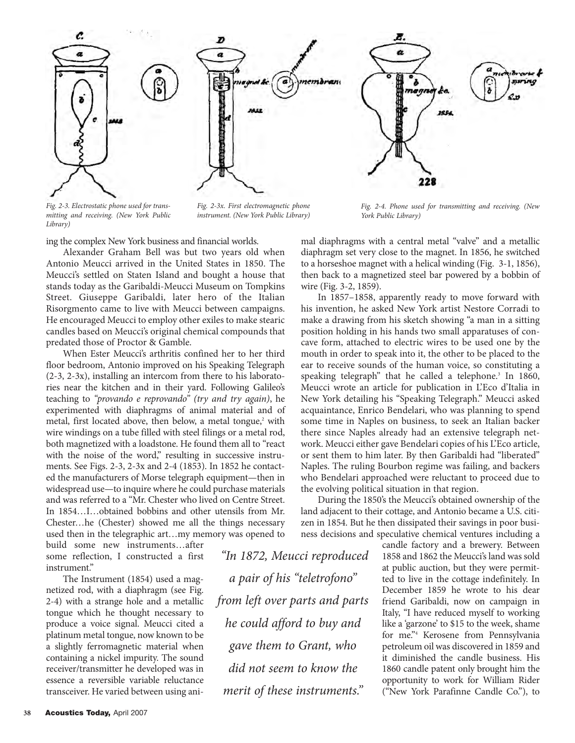*Fig. 2-3. Electrostatic phone used for transmitting and receiving. (New York Public Library)*

*Fig. 2-3x. First electromagnetic phone instrument. (New York Public Library)*

*Fig. 2-4. Phone used for transmitting and receiving. (New York Public Library)*

ing the complex New York business and financial worlds.

Alexander Graham Bell was but two years old when Antonio Meucci arrived in the United States in 1850. The Meucci's settled on Staten Island and bought a house that stands today as the Garibaldi-Meucci Museum on Tompkins Street. Giuseppe Garibaldi, later hero of the Italian Risorgmento came to live with Meucci between campaigns. He encouraged Meucci to employ other exiles to make stearic candles based on Meucci's original chemical compounds that predated those of Proctor & Gamble.

When Ester Meucci's arthritis confined her to her third floor bedroom, Antonio improved on his Speaking Telegraph (2-3, 2-3x), installing an intercom from there to his laboratories near the kitchen and in their yard. Following Galileo's teaching to *"provando e reprovando" (try and try again)*, he experimented with diaphragms of animal material and of metal, first located above, then below, a metal tongue,[2] with wire windings on a tube filled with steel filings or a metal rod, both magnetized with a loadstone. He found them all to "react with the noise of the word," resulting in successive instruments. See Figs. 2-3, 2-3x and 2-4 (1853). In 1852 he contacted the manufacturers of Morse telegraph equipment—then in widespread use—to inquire where he could purchase materials and was referred to a "Mr. Chester who lived on Centre Street. In 1854…I…obtained bobbins and other utensils from Mr. Chester…he (Chester) showed me all the things necessary used then in the telegraphic art…my memory was opened to build some new instruments…after some reflection, I constructed a first instrument."

The Instrument (1854) used a magnetized rod, with a diaphragm (see Fig. 2-4) with a strange hole and a metallic tongue which he thought necessary to produce a voice signal. Meucci cited a platinum metal tongue, now known to be a slightly ferromagnetic material when containing a nickel impurity. The sound receiver/transmitter he developed was in essence a reversible variable reluctance transceiver. He varied between using animal diaphragms with a central metal "valve" and a metallic diaphragm set very close to the magnet. In 1856, he switched to a horseshoe magnet with a helical winding (Fig. 3-1, 1856), then back to a magnetized steel bar powered by a bobbin of wire (Fig. 3-2, 1859).

In 1857–1858, apparently ready to move forward with his invention, he asked New York artist Nestore Corradi to make a drawing from his sketch showing "a man in a sitting position holding in his hands two small apparatuses of concave form, attached to electric wires to be used one by the mouth in order to speak into it, the other to be placed to the ear to receive sounds of the human voice, so constituting a speaking telegraph" that he called a telephone.[3] In 1860, Meucci wrote an article for publication in L'Eco d'Italia in New York detailing his "Speaking Telegraph." Meucci asked acquaintance, Enrico Bendelari, who was planning to spend some time in Naples on business, to seek an Italian backer there since Naples already had an extensive telegraph network. Meucci either gave Bendelari copies of his L'Eco article, or sent them to him later. By then Garibaldi had "liberated" Naples. The ruling Bourbon regime was failing, and backers who Bendelari approached were reluctant to proceed due to the evolving political situation in that region.

During the 1850's the Meucci's obtained ownership of the land adjacent to their cottage, and Antonio became a U.S. citizen in 1854. But he then dissipated their savings in poor business decisions and speculative chemical ventures including a candle factory and a brewery. Between 1858 and 1862 the Meucci's land was sold at public auction, but they were permitted to live in the cottage indefinitely. In December 1859 he wrote to his dear friend Garibaldi, now on campaign in Italy, "I have reduced myself to working like a 'garzone' to \$15 to the week, shame for me."[4] Kerosene from Pennsylvania petroleum oil was discovered in 1859 and it diminished the candle business. His 1860 candle patent only brought him the opportunity to work for William Rider ("New York Parafinne Candle Co."), to

> *"In 1872, Meucci reproduced a pair of his "teletrofono" from left over parts and parts he could afford to buy and gave them to Grant, who did not seem to know the merit of these instruments."*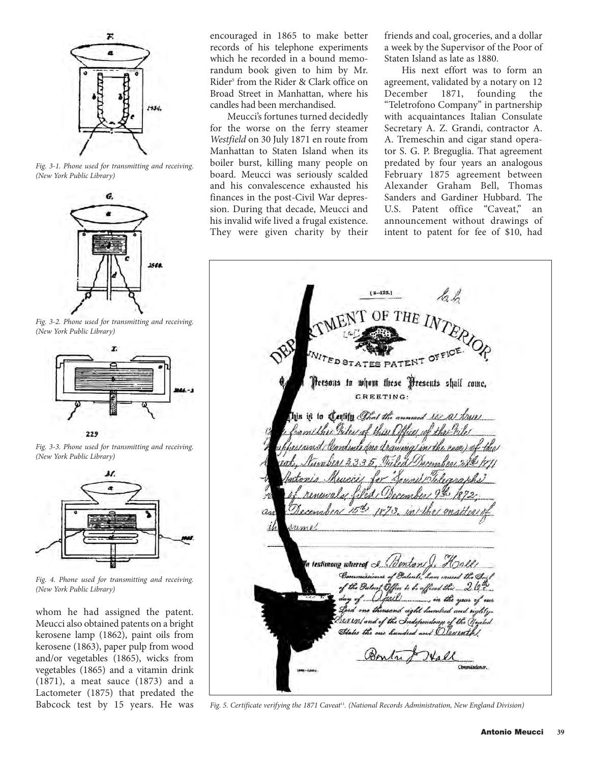Fig. 3-1. Phone used for transmitting and receiving. (New York Public Library)

Fig. 3-2. Phone used for transmitting and receiving. (New York Public Library)

Fig. 3-3. Phone used for transmitting and receiving. (New York Public Library)

Fig. 4. Phone used for transmitting and receiving. (New York Public Library)

whom he had assigned the patent. Meucci also obtained patents on a bright kerosene lamp (1862), paint oils from kerosene (1863), paper pulp from wood and/or vegetables (1865), wicks from vegetables (1865) and a vitamin drink (1871), a meat sauce (1873) and a Lactometer (1875) that predated the Babcock test by 15 years. He was encouraged in 1865 to make better records of his telephone experiments which he recorded in a bound memorandum book given to him by Mr. Rider[5] from the Rider & Clark office on Broad Street in Manhattan, where his candles had been merchandised.

Meucci's fortunes turned decidedly for the worse on the ferry steamer *Westfield* on 30 July 1871 en route from Manhattan to Staten Island when its boiler burst, killing many people on board. Meucci was seriously scalded and his convalescence exhausted his finances in the post-Civil War depression. During that decade, Meucci and his invalid wife lived a frugal existence. They were given charity by their friends and coal, groceries, and a dollar a week by the Supervisor of the Poor of Staten Island as late as 1880.

His next effort was to form an agreement, validated by a notary on 12 December 1871, founding the "Teletrofono Company" in partnership with acquaintances Italian Consulate Secretary A. Z. Grandi, contractor A. A. Tremeschin and cigar stand operator S. G. P. Breguglia. That agreement predated by four years an analogous February 1875 agreement between Alexander Graham Bell, Thomas Sanders and Gardiner Hubbard. The U.S. Patent office "Caveat," an announcement without drawings of intent to patent for fee of $10, had

Fig. 5. Certificate verifying the 1871 Caveat[11]. (National Records Administration, New England Division)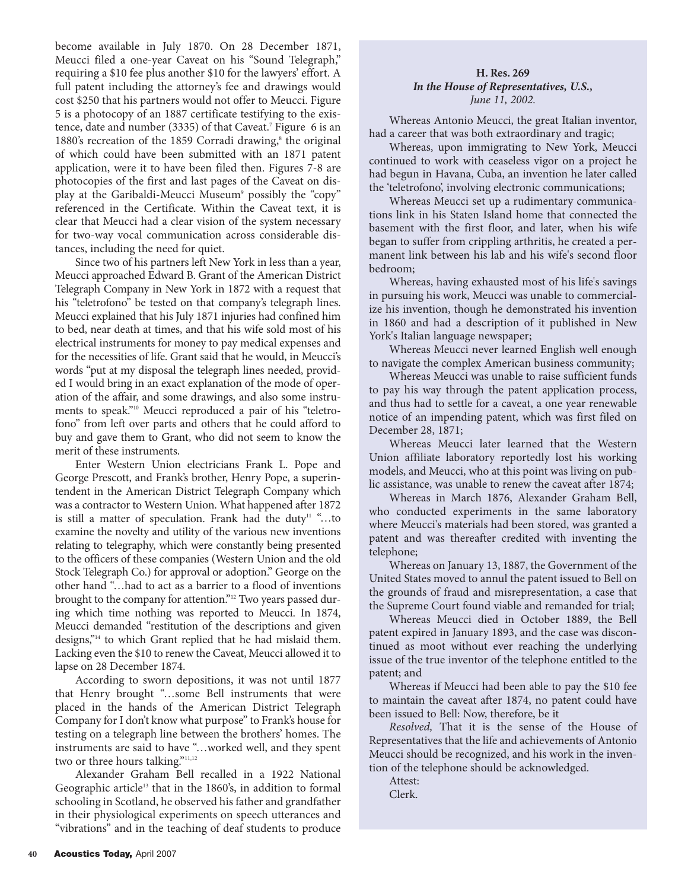become available in July 1870. On 28 December 1871, Meucci filed a one-year Caveat on his "Sound Telegraph," requiring a $10 fee plus another $10 for the lawyers' effort. A full patent including the attorney's fee and drawings would cost $250 that his partners would not offer to Meucci. Figure 5 is a photocopy of an 1887 certificate testifying to the existence, date and number (3335) of that Caveat.[7] Figure 6 is an 1880's recreation of the 1859 Corradi drawing,[8] the original of which could have been submitted with an 1871 patent application, were it to have been filed then. Figures 7-8 are photocopies of the first and last pages of the Caveat on display at the Garibaldi-Meucci Museum[9] possibly the "copy" referenced in the Certificate. Within the Caveat text, it is clear that Meucci had a clear vision of the system necessary for two-way vocal communication across considerable distances, including the need for quiet.

Since two of his partners left New York in less than a year, Meucci approached Edward B. Grant of the American District Telegraph Company in New York in 1872 with a request that his "teletrofono" be tested on that company's telegraph lines. Meucci explained that his July 1871 injuries had confined him to bed, near death at times, and that his wife sold most of his electrical instruments for money to pay medical expenses and for the necessities of life. Grant said that he would, in Meucci's words "put at my disposal the telegraph lines needed, provided I would bring in an exact explanation of the mode of operation of the affair, and some drawings, and also some instruments to speak."[10] Meucci reproduced a pair of his "teletrofono" from left over parts and others that he could afford to buy and gave them to Grant, who did not seem to know the merit of these instruments.

Enter Western Union electricians Frank L. Pope and George Prescott, and Frank's brother, Henry Pope, a superintendent in the American District Telegraph Company which was a contractor to Western Union. What happened after 1872 is still a matter of speculation. Frank had the duty[11] "…to examine the novelty and utility of the various new inventions relating to telegraphy, which were constantly being presented to the officers of these companies (Western Union and the old Stock Telegraph Co.) for approval or adoption." George on the other hand "…had to act as a barrier to a flood of inventions brought to the company for attention."[12] Two years passed during which time nothing was reported to Meucci. In 1874, Meucci demanded "restitution of the descriptions and given designs,"[14] to which Grant replied that he had mislaid them. Lacking even the $10 to renew the Caveat, Meucci allowed it to lapse on 28 December 1874.

According to sworn depositions, it was not until 1877 that Henry brought "…some Bell instruments that were placed in the hands of the American District Telegraph Company for I don't know what purpose" to Frank's house for testing on a telegraph line between the brothers' homes. The instruments are said to have "…worked well, and they spent two or three hours talking."[11,12]

Alexander Graham Bell recalled in a 1922 National Geographic article[13] that in the 1860's, in addition to formal schooling in Scotland, he observed his father and grandfather in their physiological experiments on speech utterances and "vibrations" and in the teaching of deaf students to produce

**H. Res. 269**
***In the House of Representatives, U.S.,***
*June 11, 2002.*

Whereas Antonio Meucci, the great Italian inventor, had a career that was both extraordinary and tragic;

Whereas, upon immigrating to New York, Meucci continued to work with ceaseless vigor on a project he had begun in Havana, Cuba, an invention he later called the 'teletrofono', involving electronic communications;

Whereas Meucci set up a rudimentary communications link in his Staten Island home that connected the basement with the first floor, and later, when his wife began to suffer from crippling arthritis, he created a permanent link between his lab and his wife's second floor bedroom;

Whereas, having exhausted most of his life's savings in pursuing his work, Meucci was unable to commercialize his invention, though he demonstrated his invention in 1860 and had a description of it published in New York's Italian language newspaper;

Whereas Meucci never learned English well enough to navigate the complex American business community;

Whereas Meucci was unable to raise sufficient funds to pay his way through the patent application process, and thus had to settle for a caveat, a one year renewable notice of an impending patent, which was first filed on December 28, 1871;

Whereas Meucci later learned that the Western Union affiliate laboratory reportedly lost his working models, and Meucci, who at this point was living on public assistance, was unable to renew the caveat after 1874;

Whereas in March 1876, Alexander Graham Bell, who conducted experiments in the same laboratory where Meucci's materials had been stored, was granted a patent and was thereafter credited with inventing the telephone;

Whereas on January 13, 1887, the Government of the United States moved to annul the patent issued to Bell on the grounds of fraud and misrepresentation, a case that the Supreme Court found viable and remanded for trial;

Whereas Meucci died in October 1889, the Bell patent expired in January 1893, and the case was discontinued as moot without ever reaching the underlying issue of the true inventor of the telephone entitled to the patent; and

Whereas if Meucci had been able to pay the $10 fee to maintain the caveat after 1874, no patent could have been issued to Bell: Now, therefore, be it

*Resolved,* That it is the sense of the House of Representatives that the life and achievements of Antonio Meucci should be recognized, and his work in the invention of the telephone should be acknowledged.

Attest:

Clerk.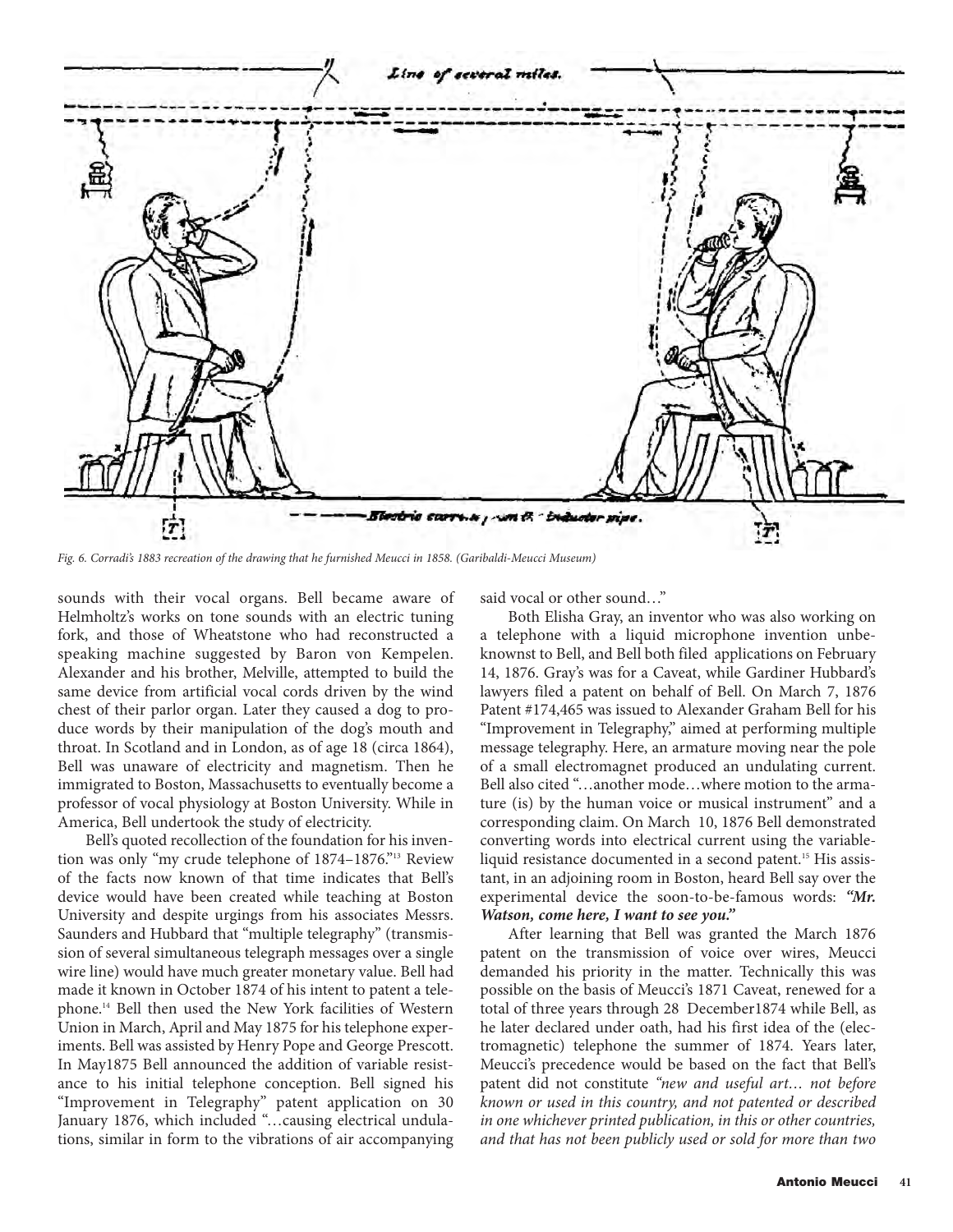Fig. 6. Corradi's 1883 recreation of the drawing that he furnished Meucci in 1858. (Garibaldi-Meucci Museum)

sounds with their vocal organs. Bell became aware of Helmholtz's works on tone sounds with an electric tuning fork, and those of Wheatstone who had reconstructed a speaking machine suggested by Baron von Kempelen. Alexander and his brother, Melville, attempted to build the same device from artificial vocal cords driven by the wind chest of their parlor organ. Later they caused a dog to produce words by their manipulation of the dog's mouth and throat. In Scotland and in London, as of age 18 (circa 1864), Bell was unaware of electricity and magnetism. Then he immigrated to Boston, Massachusetts to eventually become a professor of vocal physiology at Boston University. While in America, Bell undertook the study of electricity.

Bell's quoted recollection of the foundation for his invention was only "my crude telephone of 1874–1876."[13] Review of the facts now known of that time indicates that Bell's device would have been created while teaching at Boston University and despite urgings from his associates Messrs. Saunders and Hubbard that "multiple telegraphy" (transmission of several simultaneous telegraph messages over a single wire line) would have much greater monetary value. Bell had made it known in October 1874 of his intent to patent a telephone.[14] Bell then used the New York facilities of Western Union in March, April and May 1875 for his telephone experiments. Bell was assisted by Henry Pope and George Prescott. In May1875 Bell announced the addition of variable resistance to his initial telephone conception. Bell signed his "Improvement in Telegraphy" patent application on 30 January 1876, which included "…causing electrical undulations, similar in form to the vibrations of air accompanying said vocal or other sound…"

Both Elisha Gray, an inventor who was also working on a telephone with a liquid microphone invention unbeknownst to Bell, and Bell both filed applications on February 14, 1876. Gray's was for a Caveat, while Gardiner Hubbard's lawyers filed a patent on behalf of Bell. On March 7, 1876 Patent #174,465 was issued to Alexander Graham Bell for his "Improvement in Telegraphy," aimed at performing multiple message telegraphy. Here, an armature moving near the pole of a small electromagnet produced an undulating current. Bell also cited "…another mode…where motion to the armature (is) by the human voice or musical instrument" and a corresponding claim. On March 10, 1876 Bell demonstrated converting words into electrical current using the variable-liquid resistance documented in a second patent.[15] His assistant, in an adjoining room in Boston, heard Bell say over the experimental device the soon-to-be-famous words: ***"Mr. Watson, come here, I want to see you."***

After learning that Bell was granted the March 1876 patent on the transmission of voice over wires, Meucci demanded his priority in the matter. Technically this was possible on the basis of Meucci's 1871 Caveat, renewed for a total of three years through 28 December1874 while Bell, as he later declared under oath, had his first idea of the (electromagnetic) telephone the summer of 1874. Years later, Meucci's precedence would be based on the fact that Bell's patent did not constitute *"new and useful art… not before known or used in this country, and not patented or described in one whichever printed publication, in this or other countries, and that has not been publicly used or sold for more than two*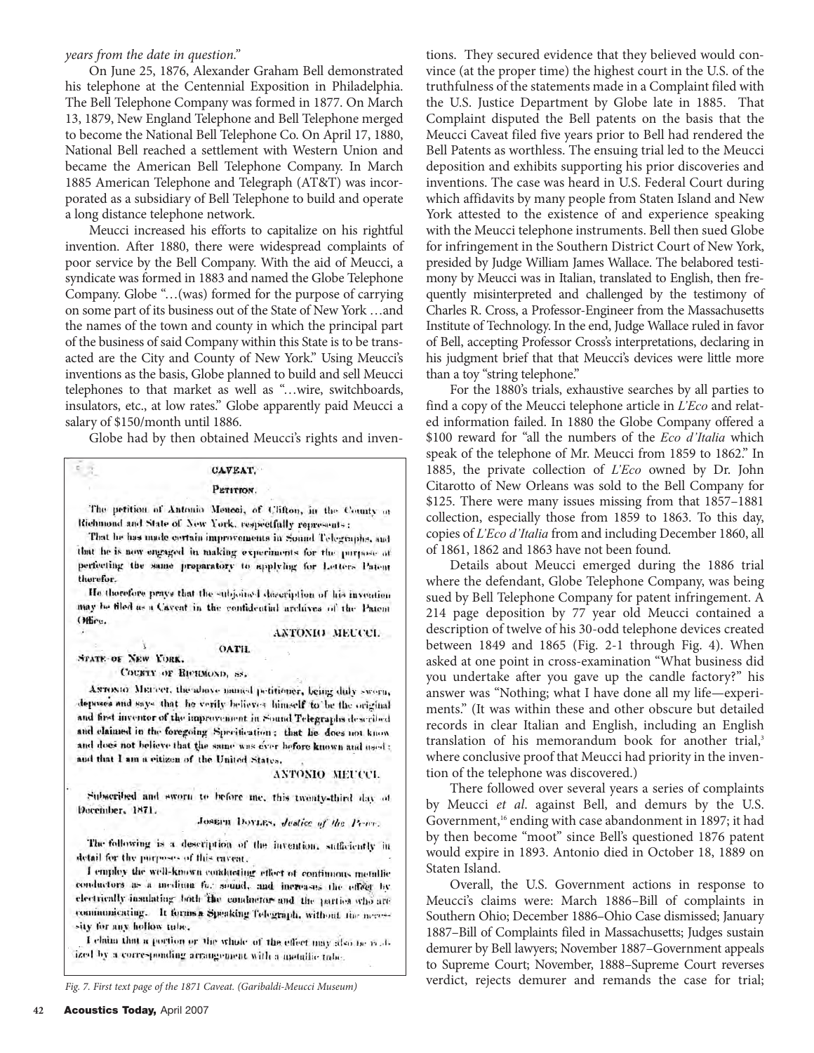*years from the date in question.*"

On June 25, 1876, Alexander Graham Bell demonstrated his telephone at the Centennial Exposition in Philadelphia. The Bell Telephone Company was formed in 1877. On March 13, 1879, New England Telephone and Bell Telephone merged to become the National Bell Telephone Co. On April 17, 1880, National Bell reached a settlement with Western Union and became the American Bell Telephone Company. In March 1885 American Telephone and Telegraph (AT&T) was incorporated as a subsidiary of Bell Telephone to build and operate a long distance telephone network.

Meucci increased his efforts to capitalize on his rightful invention. After 1880, there were widespread complaints of poor service by the Bell Company. With the aid of Meucci, a syndicate was formed in 1883 and named the Globe Telephone Company. Globe "…(was) formed for the purpose of carrying on some part of its business out of the State of New York …and the names of the town and county in which the principal part of the business of said Company within this State is to be transacted are the City and County of New York." Using Meucci's inventions as the basis, Globe planned to build and sell Meucci telephones to that market as well as "…wire, switchboards, insulators, etc., at low rates." Globe apparently paid Meucci a salary of $150/month until 1886.

Globe had by then obtained Meucci's rights and inventions. They secured evidence that they believed would convince (at the proper time) the highest court in the U.S. of the truthfulness of the statements made in a Complaint filed with the U.S. Justice Department by Globe late in 1885. That Complaint disputed the Bell patents on the basis that the Meucci Caveat filed five years prior to Bell had rendered the Bell Patents as worthless. The ensuing trial led to the Meucci deposition and exhibits supporting his prior discoveries and inventions. The case was heard in U.S. Federal Court during which affidavits by many people from Staten Island and New York attested to the existence of and experience speaking with the Meucci telephone instruments. Bell then sued Globe for infringement in the Southern District Court of New York, presided by Judge William James Wallace. The belabored testimony by Meucci was in Italian, translated to English, then frequently misinterpreted and challenged by the testimony of Charles R. Cross, a Professor-Engineer from the Massachusetts Institute of Technology. In the end, Judge Wallace ruled in favor of Bell, accepting Professor Cross's interpretations, declaring in his judgment brief that that Meucci's devices were little more than a toy "string telephone."

**CAVEAT.**

**PETITION.**

The petition of Antonio Meucci, of Clifton, in the County of Richmond and State of New York, respectfully represents:

That he has made certain improvements in Sound Telegraphs, and that he is now engaged in making experiments for the purpose of perfecting the same preparatory to applying for Letters Patent therefor.

He therefore prays that the subjoined description of his invention may be filed as a Caveat in the confidential archives of the Patent Office.

ANTONIO MEUCCI.

**OATH.**

STATE OF NEW YORK,
COUNTY OF RICHMOND, ss.

ANTONIO MEUCCI, the above named petitioner, being duly sworn, deposes and says that he verily believes himself to be the original and first inventor of the improvement in Sound Telegraphs described and claimed in the foregoing Specification; that he does not know and does not believe that the same was ever before known and used; and that I am a citizen of the United States.

ANTONIO MEUCCI.

Subscribed and sworn to before me, this twenty-third day of December, 1871.

JOSEPH DOYLES, *Justice of the Peace.*

The following is a description of the invention, sufficiently in detail for the purposes of this caveat.

I employ the well-known conducting effect of continuous metallic conductors as a medium for sound, and increase the effect by electrically insulating both the conductor and the parties who are communicating. It forms a Speaking Telegraph, without the necessity for any hollow tube.

I claim that a portion or the whole of the effect may also be realized by a corresponding arrangement with a metallic tube.

*Fig. 7. First text page of the 1871 Caveat. (Garibaldi-Meucci Museum)*

For the 1880's trials, exhaustive searches by all parties to find a copy of the Meucci telephone article in *L'Eco* and related information failed. In 1880 the Globe Company offered a $100 reward for "all the numbers of the *Eco d'Italia* which speak of the telephone of Mr. Meucci from 1859 to 1862." In 1885, the private collection of *L'Eco* owned by Dr. John Citarotto of New Orleans was sold to the Bell Company for $125. There were many issues missing from that 1857–1881 collection, especially those from 1859 to 1863. To this day, copies of *L'Eco d'Italia* from and including December 1860, all of 1861, 1862 and 1863 have not been found.

Details about Meucci emerged during the 1886 trial where the defendant, Globe Telephone Company, was being sued by Bell Telephone Company for patent infringement. A 214 page deposition by 77 year old Meucci contained a description of twelve of his 30-odd telephone devices created between 1849 and 1865 (Fig. 2-1 through Fig. 4). When asked at one point in cross-examination "What business did you undertake after you gave up the candle factory?" his answer was "Nothing; what I have done all my life—experiments." (It was within these and other obscure but detailed records in clear Italian and English, including an English translation of his memorandum book for another trial,[3] where conclusive proof that Meucci had priority in the invention of the telephone was discovered.)

There followed over several years a series of complaints by Meucci *et al*. against Bell, and demurs by the U.S. Government,[16] ending with case abandonment in 1897; it had by then become "moot" since Bell's questioned 1876 patent would expire in 1893. Antonio died in October 18, 1889 on Staten Island.

Overall, the U.S. Government actions in response to Meucci's claims were: March 1886–Bill of complaints in Southern Ohio; December 1886–Ohio Case dismissed; January 1887–Bill of Complaints filed in Massachusetts; Judges sustain demurer by Bell lawyers; November 1887–Government appeals to Supreme Court; November, 1888–Supreme Court reverses verdict, rejects demurer and remands the case for trial;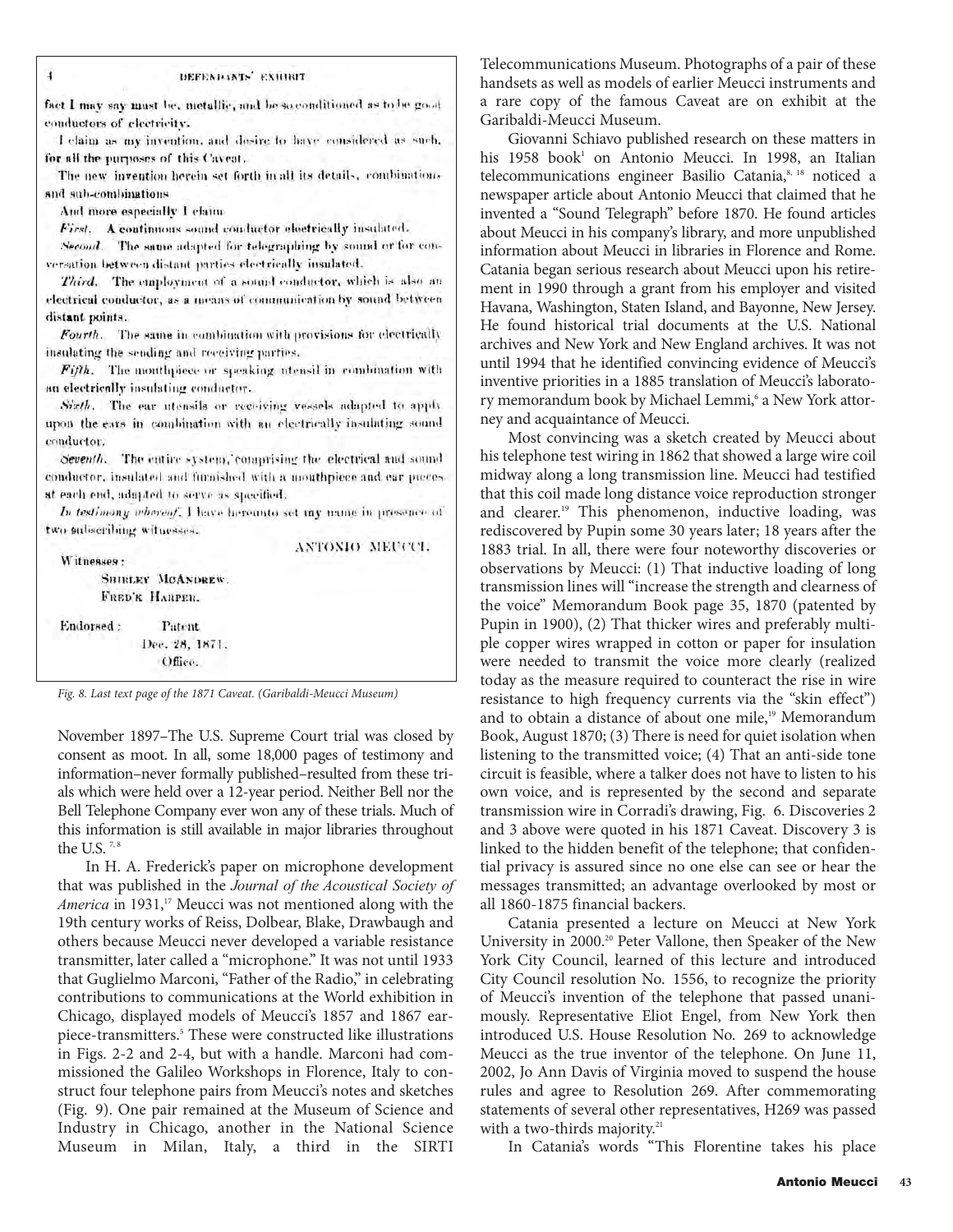4 DEFENDANTS' EXHIBIT

fact I may say must be, metallic, and be so conditioned as to be good conductors of electricity.

I claim as my invention, and desire to have considered as such, for all the purposes of this Caveat,

The new invention herein set forth in all its details, combinations and sub-combinations

And more especially I claim

*First.* A continuous sound conductor electrically insulated.

*Second.* The same adapted for telegraphing by sound or for conversation between distant parties electrically insulated.

*Third.* The employment of a sound conductor, which is also an electrical conductor, as a means of communication by sound between distant points.

*Fourth.* The same in combination with provisions for electrically insulating the sending and receiving parties.

*Fifth.* The mouthpiece or speaking utensil in combination with an electrically insulating conductor.

*Sixth.* The ear utensils or receiving vessels adapted to apply upon the ears in combination with an electrically insulating sound conductor.

*Seventh.* The entire system, comprising the electrical and sound conductor, insulated and furnished with a mouthpiece and ear pieces at each end, adapted to serve as specified.

*In testimony whereof,* I have hereunto set my name in presence of two subscribing witnesses.

ANTONIO MEUCCI.

Witnesses:
SHIRLEY MCANDREW.
FRED'K HARPER.

Endorsed: Patent Dec. 28, 1871. Office.

*Fig. 8. Last text page of the 1871 Caveat. (Garibaldi-Meucci Museum)*

November 1897–The U.S. Supreme Court trial was closed by consent as moot. In all, some 18,000 pages of testimony and information–never formally published–resulted from these trials which were held over a 12-year period. Neither Bell nor the Bell Telephone Company ever won any of these trials. Much of this information is still available in major libraries throughout the U.S. [7, 8]

In H. A. Frederick's paper on microphone development that was published in the *Journal of the Acoustical Society of America* in 1931,[17] Meucci was not mentioned along with the 19th century works of Reiss, Dolbear, Blake, Drawbaugh and others because Meucci never developed a variable resistance transmitter, later called a "microphone." It was not until 1933 that Guglielmo Marconi, "Father of the Radio," in celebrating contributions to communications at the World exhibition in Chicago, displayed models of Meucci's 1857 and 1867 earpiece-transmitters.[5] These were constructed like illustrations in Figs. 2-2 and 2-4, but with a handle. Marconi had commissioned the Galileo Workshops in Florence, Italy to construct four telephone pairs from Meucci's notes and sketches (Fig. 9). One pair remained at the Museum of Science and Industry in Chicago, another in the National Science Museum in Milan, Italy, a third in the SIRTI Telecommunications Museum. Photographs of a pair of these handsets as well as models of earlier Meucci instruments and a rare copy of the famous Caveat are on exhibit at the Garibaldi-Meucci Museum.

Giovanni Schiavo published research on these matters in his 1958 book[1] on Antonio Meucci. In 1998, an Italian telecommunications engineer Basilio Catania,[8, 18] noticed a newspaper article about Antonio Meucci that claimed that he invented a "Sound Telegraph" before 1870. He found articles about Meucci in his company's library, and more unpublished information about Meucci in libraries in Florence and Rome. Catania began serious research about Meucci upon his retirement in 1990 through a grant from his employer and visited Havana, Washington, Staten Island, and Bayonne, New Jersey. He found historical trial documents at the U.S. National archives and New York and New England archives. It was not until 1994 that he identified convincing evidence of Meucci's inventive priorities in a 1885 translation of Meucci's laboratory memorandum book by Michael Lemmi,[6] a New York attorney and acquaintance of Meucci.

Most convincing was a sketch created by Meucci about his telephone test wiring in 1862 that showed a large wire coil midway along a long transmission line. Meucci had testified that this coil made long distance voice reproduction stronger and clearer.[19] This phenomenon, inductive loading, was rediscovered by Pupin some 30 years later; 18 years after the 1883 trial. In all, there were four noteworthy discoveries or observations by Meucci: (1) That inductive loading of long transmission lines will "increase the strength and clearness of the voice" Memorandum Book page 35, 1870 (patented by Pupin in 1900), (2) That thicker wires and preferably multiple copper wires wrapped in cotton or paper for insulation were needed to transmit the voice more clearly (realized today as the measure required to counteract the rise in wire resistance to high frequency currents via the "skin effect") and to obtain a distance of about one mile,[19] Memorandum Book, August 1870; (3) There is need for quiet isolation when listening to the transmitted voice; (4) That an anti-side tone circuit is feasible, where a talker does not have to listen to his own voice, and is represented by the second and separate transmission wire in Corradi's drawing, Fig. 6. Discoveries 2 and 3 above were quoted in his 1871 Caveat. Discovery 3 is linked to the hidden benefit of the telephone; that confidential privacy is assured since no one else can see or hear the messages transmitted; an advantage overlooked by most or all 1860-1875 financial backers.

Catania presented a lecture on Meucci at New York University in 2000.[20] Peter Vallone, then Speaker of the New York City Council, learned of this lecture and introduced City Council resolution No. 1556, to recognize the priority of Meucci's invention of the telephone that passed unanimously. Representative Eliot Engel, from New York then introduced U.S. House Resolution No. 269 to acknowledge Meucci as the true inventor of the telephone. On June 11, 2002, Jo Ann Davis of Virginia moved to suspend the house rules and agree to Resolution 269. After commemorating statements of several other representatives, H269 was passed with a two-thirds majority.[21]

In Catania's words "This Florentine takes his place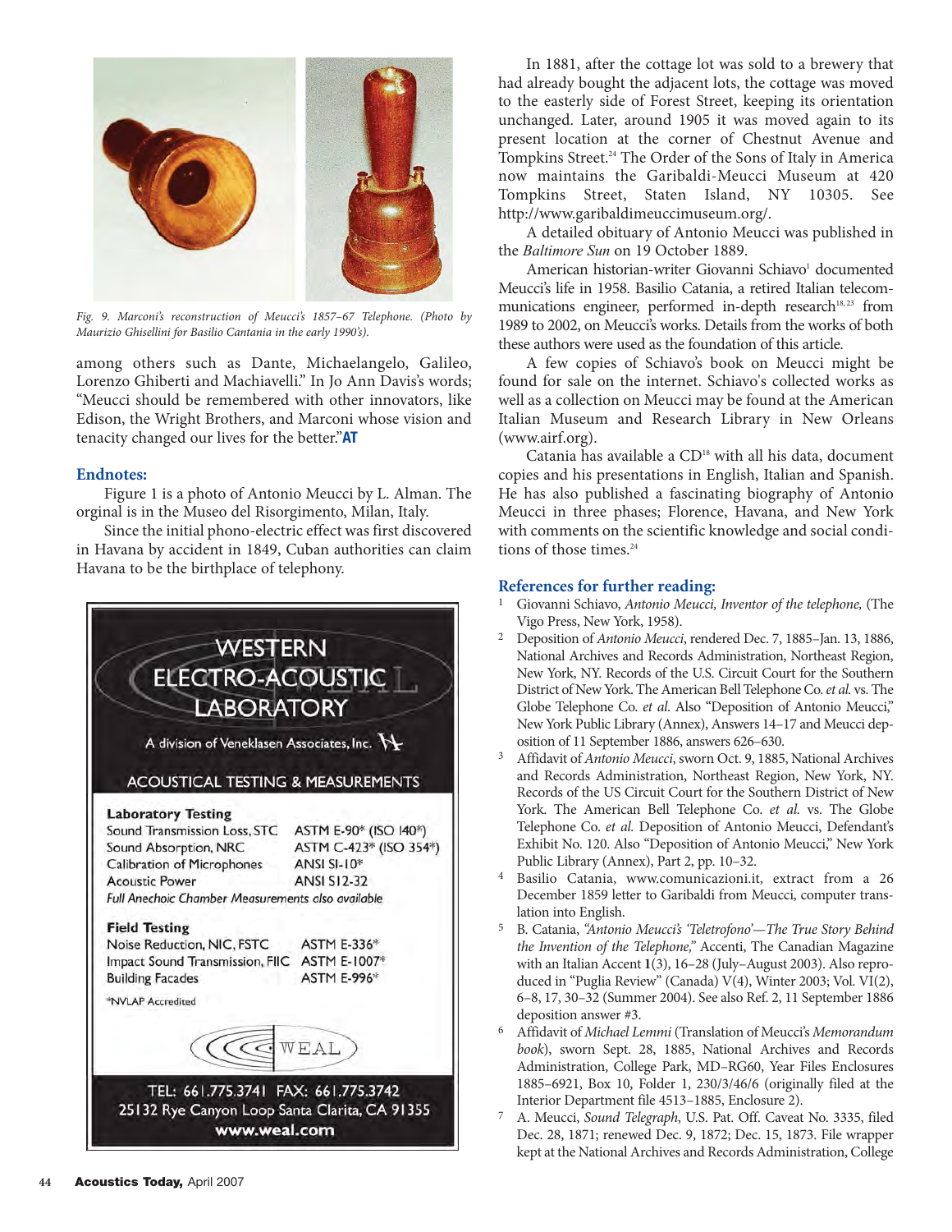Fig. 9. Marconi's reconstruction of Meucci's 1857–67 Telephone. (Photo by Maurizio Ghisellini for Basilio Cantania in the early 1990's).

among others such as Dante, Michaelangelo, Galileo, Lorenzo Ghiberti and Machiavelli." In Jo Ann Davis's words; "Meucci should be remembered with other innovators, like Edison, the Wright Brothers, and Marconi whose vision and tenacity changed our lives for the better."**AT**

## Endnotes:

Figure 1 is a photo of Antonio Meucci by L. Alman. The orginal is in the Museo del Risorgimento, Milan, Italy.

Since the initial phono-electric effect was first discovered in Havana by accident in 1849, Cuban authorities can claim Havana to be the birthplace of telephony.

WESTERN ELECTRO-ACOUSTIC LABORATORY

A division of Veneklasen Associates, Inc.

ACOUSTICAL TESTING & MEASUREMENTS

**Laboratory Testing**

| | |
|---|---|
| Sound Transmission Loss, STC | ASTM E-90* (ISO 140*) |
| Sound Absorption, NRC | ASTM C-423* (ISO 354*) |
| Calibration of Microphones | ANSI SI-10* |
| Acoustic Power | ANSI S12-32 |

*Full Anechoic Chamber Measurements also available*

**Field Testing**

| | |
|---|---|
| Noise Reduction, NIC, FSTC | ASTM E-336* |
| Impact Sound Transmission, FIIC | ASTM E-1007* |
| Building Facades | ASTM E-996* |

*NVLAP Accredited

WEAL

TEL: 661.775.3741 FAX: 661.775.3742
25132 Rye Canyon Loop Santa Clarita, CA 91355
www.weal.com

In 1881, after the cottage lot was sold to a brewery that had already bought the adjacent lots, the cottage was moved to the easterly side of Forest Street, keeping its orientation unchanged. Later, around 1905 it was moved again to its present location at the corner of Chestnut Avenue and Tompkins Street.[24] The Order of the Sons of Italy in America now maintains the Garibaldi-Meucci Museum at 420 Tompkins Street, Staten Island, NY 10305. See http://www.garibaldimeuccimuseum.org/.

A detailed obituary of Antonio Meucci was published in the *Baltimore Sun* on 19 October 1889.

American historian-writer Giovanni Schiavo[1] documented Meucci's life in 1958. Basilio Catania, a retired Italian telecommunications engineer, performed in-depth research[18,23] from 1989 to 2002, on Meucci's works. Details from the works of both these authors were used as the foundation of this article.

A few copies of Schiavo's book on Meucci might be found for sale on the internet. Schiavo's collected works as well as a collection on Meucci may be found at the American Italian Museum and Research Library in New Orleans (www.airf.org).

Catania has available a CD[18] with all his data, document copies and his presentations in English, Italian and Spanish. He has also published a fascinating biography of Antonio Meucci in three phases; Florence, Havana, and New York with comments on the scientific knowledge and social conditions of those times.[24]

## References for further reading:

1. Giovanni Schiavo, *Antonio Meucci, Inventor of the telephone,* (The Vigo Press, New York, 1958).
2. Deposition of *Antonio Meucci*, rendered Dec. 7, 1885–Jan. 13, 1886, National Archives and Records Administration, Northeast Region, New York, NY. Records of the U.S. Circuit Court for the Southern District of New York. The American Bell Telephone Co. *et al.* vs. The Globe Telephone Co. *et al.* Also "Deposition of Antonio Meucci," New York Public Library (Annex), Answers 14–17 and Meucci deposition of 11 September 1886, answers 626–630.
3. Affidavit of *Antonio Meucci*, sworn Oct. 9, 1885, National Archives and Records Administration, Northeast Region, New York, NY. Records of the US Circuit Court for the Southern District of New York. The American Bell Telephone Co. *et al.* vs. The Globe Telephone Co. *et al.* Deposition of Antonio Meucci, Defendant's Exhibit No. 120. Also "Deposition of Antonio Meucci," New York Public Library (Annex), Part 2, pp. 10–32.
4. Basilio Catania, www.comunicazioni.it, extract from a 26 December 1859 letter to Garibaldi from Meucci, computer translation into English.
5. B. Catania, *"Antonio Meucci's 'Teletrofono'—The True Story Behind the Invention of the Telephone,"* Accenti, The Canadian Magazine with an Italian Accent **1**(3), 16–28 (July–August 2003). Also reproduced in "Puglia Review" (Canada) V(4), Winter 2003; Vol. VI(2), 6–8, 17, 30–32 (Summer 2004). See also Ref. 2, 11 September 1886 deposition answer #3.
6. Affidavit of *Michael Lemmi* (Translation of Meucci's *Memorandum book*), sworn Sept. 28, 1885, National Archives and Records Administration, College Park, MD–RG60, Year Files Enclosures 1885–6921, Box 10, Folder 1, 230/3/46/6 (originally filed at the Interior Department file 4513–1885, Enclosure 2).
7. A. Meucci, *Sound Telegraph*, U.S. Pat. Off. Caveat No. 3335, filed Dec. 28, 1871; renewed Dec. 9, 1872; Dec. 15, 1873. File wrapper kept at the National Archives and Records Administration, College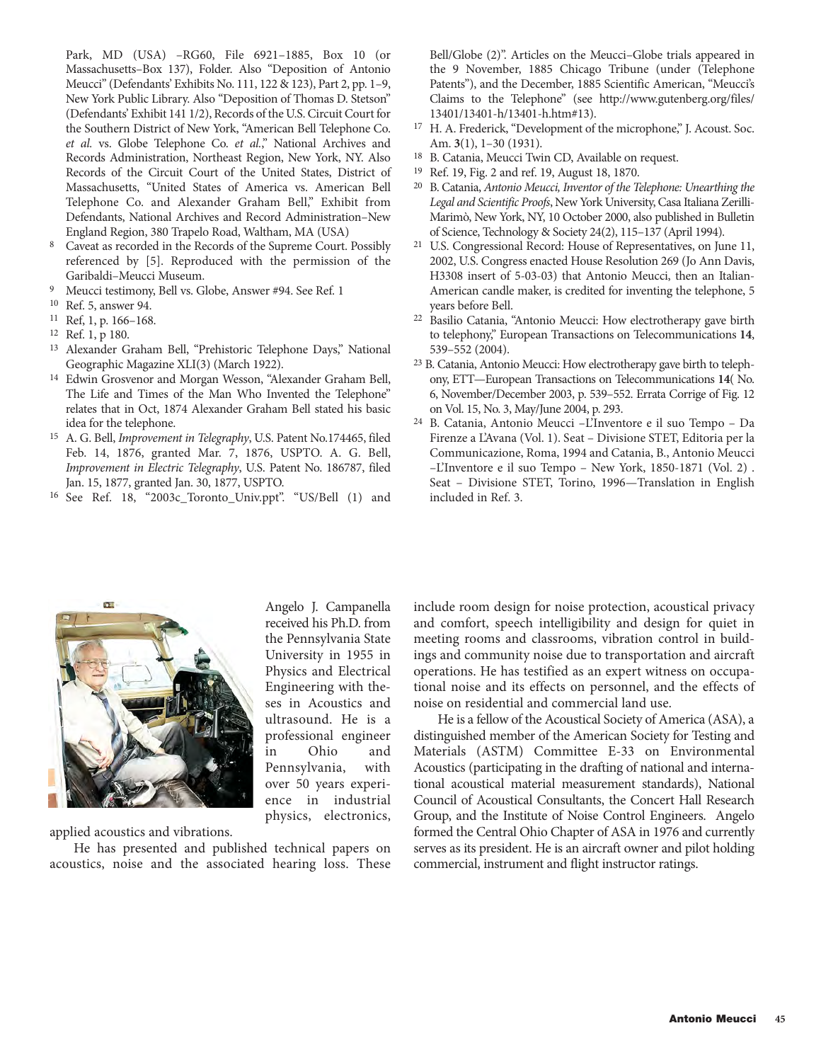Park, MD (USA) –RG60, File 6921–1885, Box 10 (or Massachusetts–Box 137), Folder. Also "Deposition of Antonio Meucci" (Defendants' Exhibits No. 111, 122 & 123), Part 2, pp. 1–9, New York Public Library. Also "Deposition of Thomas D. Stetson" (Defendants' Exhibit 141 1/2), Records of the U.S. Circuit Court for the Southern District of New York, "American Bell Telephone Co. *et al.* vs. Globe Telephone Co. *et al.*," National Archives and Records Administration, Northeast Region, New York, NY. Also Records of the Circuit Court of the United States, District of Massachusetts, "United States of America vs. American Bell Telephone Co. and Alexander Graham Bell," Exhibit from Defendants, National Archives and Record Administration–New England Region, 380 Trapelo Road, Waltham, MA (USA)

8. Caveat as recorded in the Records of the Supreme Court. Possibly referenced by [5]. Reproduced with the permission of the Garibaldi–Meucci Museum.
9. Meucci testimony, Bell vs. Globe, Answer #94. See Ref. 1
10. Ref. 5, answer 94.
11. Ref, 1, p. 166–168.
12. Ref. 1, p 180.
13. Alexander Graham Bell, "Prehistoric Telephone Days," National Geographic Magazine XLI(3) (March 1922).
14. Edwin Grosvenor and Morgan Wesson, "Alexander Graham Bell, The Life and Times of the Man Who Invented the Telephone" relates that in Oct, 1874 Alexander Graham Bell stated his basic idea for the telephone.
15. A. G. Bell, *Improvement in Telegraphy*, U.S. Patent No.174465, filed Feb. 14, 1876, granted Mar. 7, 1876, USPTO. A. G. Bell, *Improvement in Electric Telegraphy*, U.S. Patent No. 186787, filed Jan. 15, 1877, granted Jan. 30, 1877, USPTO.
16. See Ref. 18, "2003c_Toronto_Univ.ppt". "US/Bell (1) and Bell/Globe (2)". Articles on the Meucci–Globe trials appeared in the 9 November, 1885 Chicago Tribune (under (Telephone Patents"), and the December, 1885 Scientific American, "Meucci's Claims to the Telephone" (see http://www.gutenberg.org/files/13401/13401-h/13401-h.htm#13).
17. H. A. Frederick, "Development of the microphone," J. Acoust. Soc. Am. **3**(1), 1–30 (1931).
18. B. Catania, Meucci Twin CD, Available on request.
19. Ref. 19, Fig. 2 and ref. 19, August 18, 1870.
20. B. Catania, *Antonio Meucci, Inventor of the Telephone: Unearthing the Legal and Scientific Proofs*, New York University, Casa Italiana Zerilli-Marimò, New York, NY, 10 October 2000, also published in Bulletin of Science, Technology & Society 24(2), 115–137 (April 1994).
21. U.S. Congressional Record: House of Representatives, on June 11, 2002, U.S. Congress enacted House Resolution 269 (Jo Ann Davis, H3308 insert of 5-03-03) that Antonio Meucci, then an Italian-American candle maker, is credited for inventing the telephone, 5 years before Bell.
22. Basilio Catania, "Antonio Meucci: How electrotherapy gave birth to telephony," European Transactions on Telecommunications **14**, 539–552 (2004).
23. B. Catania, Antonio Meucci: How electrotherapy gave birth to telephony, ETT—European Transactions on Telecommunications **14**( No. 6, November/December 2003, p. 539–552. Errata Corrige of Fig. 12 on Vol. 15, No. 3, May/June 2004, p. 293.
24. B. Catania, Antonio Meucci –L'Inventore e il suo Tempo – Da Firenze a L'Avana (Vol. 1). Seat – Divisione STET, Editoria per la Communicazione, Roma, 1994 and Catania, B., Antonio Meucci –L'Inventore e il suo Tempo – New York, 1850-1871 (Vol. 2) . Seat – Divisione STET, Torino, 1996—Translation in English included in Ref. 3.

Angelo J. Campanella received his Ph.D. from the Pennsylvania State University in 1955 in Physics and Electrical Engineering with theses in Acoustics and ultrasound. He is a professional engineer in Ohio and Pennsylvania, with over 50 years experience in industrial physics, electronics, applied acoustics and vibrations.

He has presented and published technical papers on acoustics, noise and the associated hearing loss. These include room design for noise protection, acoustical privacy and comfort, speech intelligibility and design for quiet in meeting rooms and classrooms, vibration control in buildings and community noise due to transportation and aircraft operations. He has testified as an expert witness on occupational noise and its effects on personnel, and the effects of noise on residential and commercial land use.

He is a fellow of the Acoustical Society of America (ASA), a distinguished member of the American Society for Testing and Materials (ASTM) Committee E-33 on Environmental Acoustics (participating in the drafting of national and international acoustical material measurement standards), National Council of Acoustical Consultants, the Concert Hall Research Group, and the Institute of Noise Control Engineers. Angelo formed the Central Ohio Chapter of ASA in 1976 and currently serves as its president. He is an aircraft owner and pilot holding commercial, instrument and flight instructor ratings.